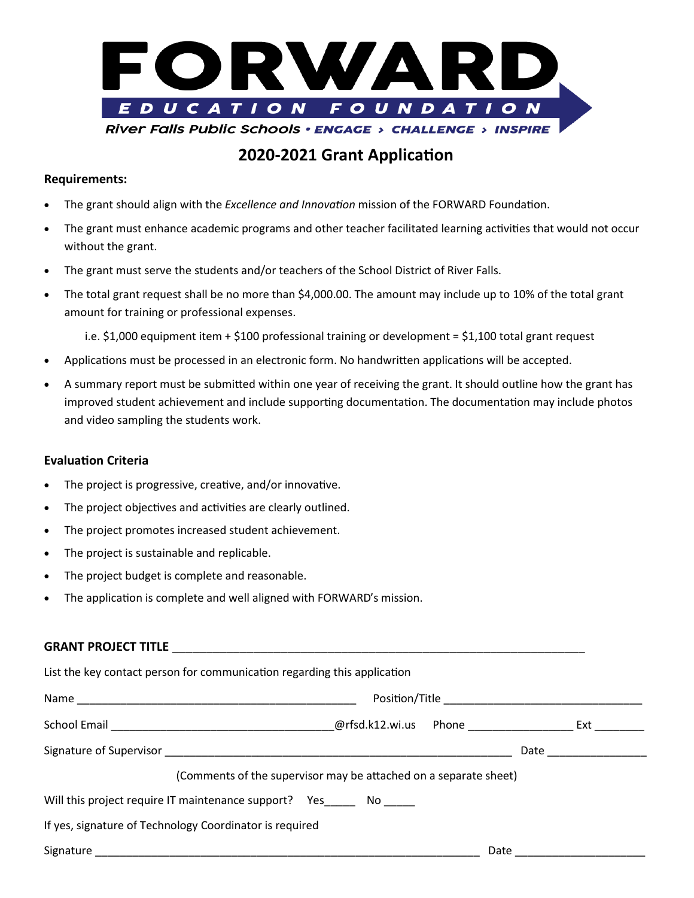# FORWARD

EDUCATION FOUNDATION

*River Falls Public Schools • ENGAGE > CHALLENGE > INSPIRE*

## 2020-2021 Grant Application

**Requirements:**

- The grant should align with the *Excellence and Innovation* mission of the FORWARD Foundation.
- The grant must enhance academic programs and other teacher facilitated learning activities that would not occur without the grant.
- The grant must serve the students and/or teachers of the School District of River Falls.
- The total grant request shall be no more than $4,000.00. The amount may include up to 10% of the total grant amount for training or professional expenses.

  i.e. $1,000 equipment item + $100 professional training or development = $1,100 total grant request

- Applications must be processed in an electronic form. No handwritten applications will be accepted.
- A summary report must be submitted within one year of receiving the grant. It should outline how the grant has improved student achievement and include supporting documentation. The documentation may include photos and video sampling the students work.

**Evaluation Criteria**

- The project is progressive, creative, and/or innovative.
- The project objectives and activities are clearly outlined.
- The project promotes increased student achievement.
- The project is sustainable and replicable.
- The project budget is complete and reasonable.
- The application is complete and well aligned with FORWARD's mission.

**GRANT PROJECT TITLE** ________________________________________________________________

List the key contact person for communication regarding this application

Name ____________________________________________ Position/Title ______________________________

School Email __________________________________@rfsd.k12.wi.us Phone ________________ Ext ________

Signature of Supervisor ______________________________________________________ Date _______________

(Comments of the supervisor may be attached on a separate sheet)

Will this project require IT maintenance support? Yes_____ No _____

If yes, signature of Technology Coordinator is required

Signature ____________________________________________________________ Date ____________________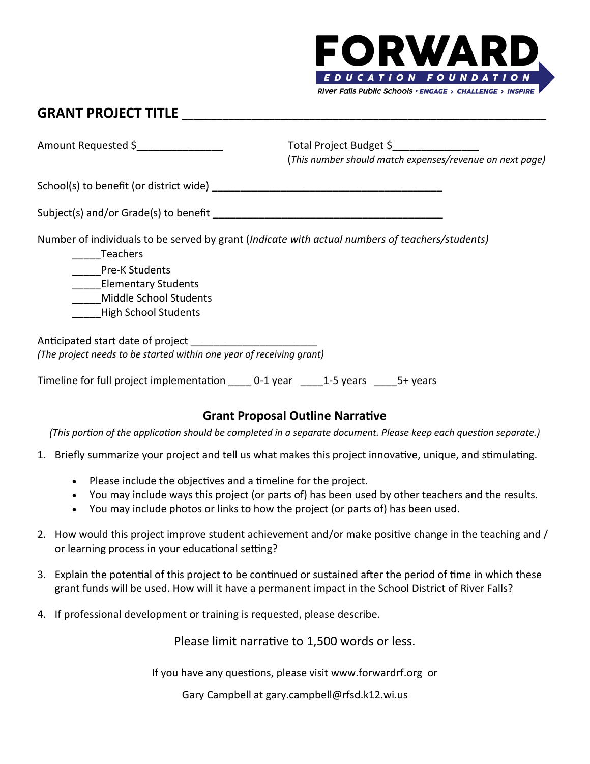FORWARD

EDUCATION FOUNDATION

River Falls Public Schools • ENGAGE › CHALLENGE › INSPIRE

## GRANT PROJECT TITLE ___________________________________________________________

Amount Requested $_______________ Total Project Budget $_______________
(*This number should match expenses/revenue on next page)*

School(s) to benefit (or district wide) ________________________________________

Subject(s) and/or Grade(s) to benefit ________________________________________

Number of individuals to be served by grant (*Indicate with actual numbers of teachers/students)*

_____Teachers
_____Pre-K Students
_____Elementary Students
_____Middle School Students
_____High School Students

Anticipated start date of project ______________________
*(The project needs to be started within one year of receiving grant)*

Timeline for full project implementation ____ 0-1 year ____1-5 years ____5+ years

### Grant Proposal Outline Narrative

*(This portion of the application should be completed in a separate document. Please keep each question separate.)*

1. Briefly summarize your project and tell us what makes this project innovative, unique, and stimulating.
   - Please include the objectives and a timeline for the project.
   - You may include ways this project (or parts of) has been used by other teachers and the results.
   - You may include photos or links to how the project (or parts of) has been used.
2. How would this project improve student achievement and/or make positive change in the teaching and / or learning process in your educational setting?
3. Explain the potential of this project to be continued or sustained after the period of time in which these grant funds will be used. How will it have a permanent impact in the School District of River Falls?
4. If professional development or training is requested, please describe.

Please limit narrative to 1,500 words or less.

If you have any questions, please visit www.forwardrf.org or

Gary Campbell at gary.campbell@rfsd.k12.wi.us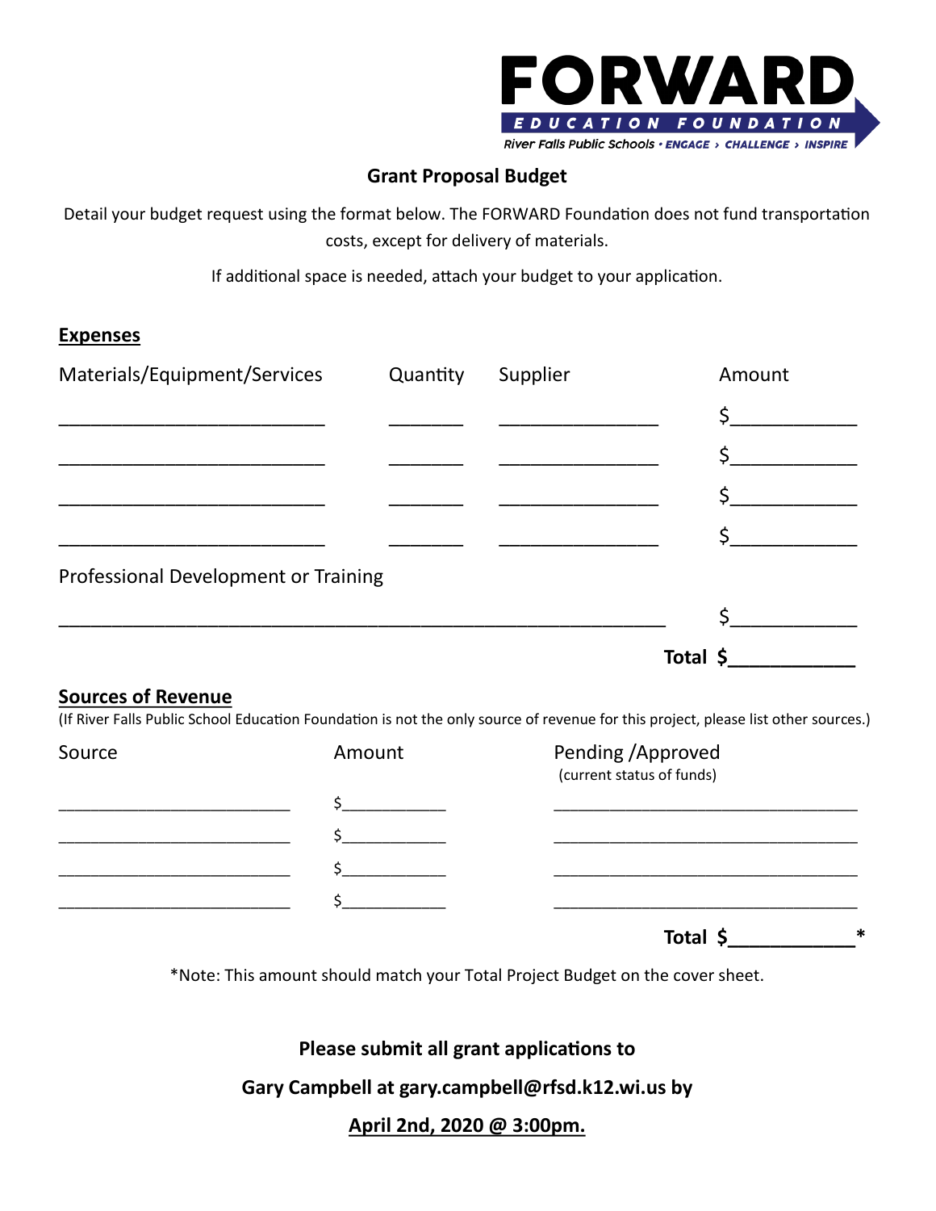**FORWARD**

**EDUCATION FOUNDATION**

*River Falls Public Schools • ENGAGE › CHALLENGE › INSPIRE*

## Grant Proposal Budget

Detail your budget request using the format below. The FORWARD Foundation does not fund transportation costs, except for delivery of materials.

If additional space is needed, attach your budget to your application.

### Expenses

| Materials/Equipment/Services | Quantity | Supplier | Amount |
|---|---|---|---|
| ___________________________ | _______ | ________________ | $____________ |
| ___________________________ | _______ | ________________ | $____________ |
| ___________________________ | _______ | ________________ | $____________ |
| ___________________________ | _______ | ________________ | $____________ |

Professional Development or Training

______________________________________________________________ $____________

**Total $____________**

### Sources of Revenue

(If River Falls Public School Education Foundation is not the only source of revenue for this project, please list other sources.)

| Source | Amount | Pending /Approved (current status of funds) |
|---|---|---|
| ___________________________ | $____________ | ___________________________________ |
| ___________________________ | $____________ | ___________________________________ |
| ___________________________ | $____________ | ___________________________________ |
| ___________________________ | $____________ | ___________________________________ |

**Total $____________***

*Note: This amount should match your Total Project Budget on the cover sheet.

**Please submit all grant applications to**

**Gary Campbell at gary.campbell@rfsd.k12.wi.us by**

**<u>April 2nd, 2020 @ 3:00pm.</u>**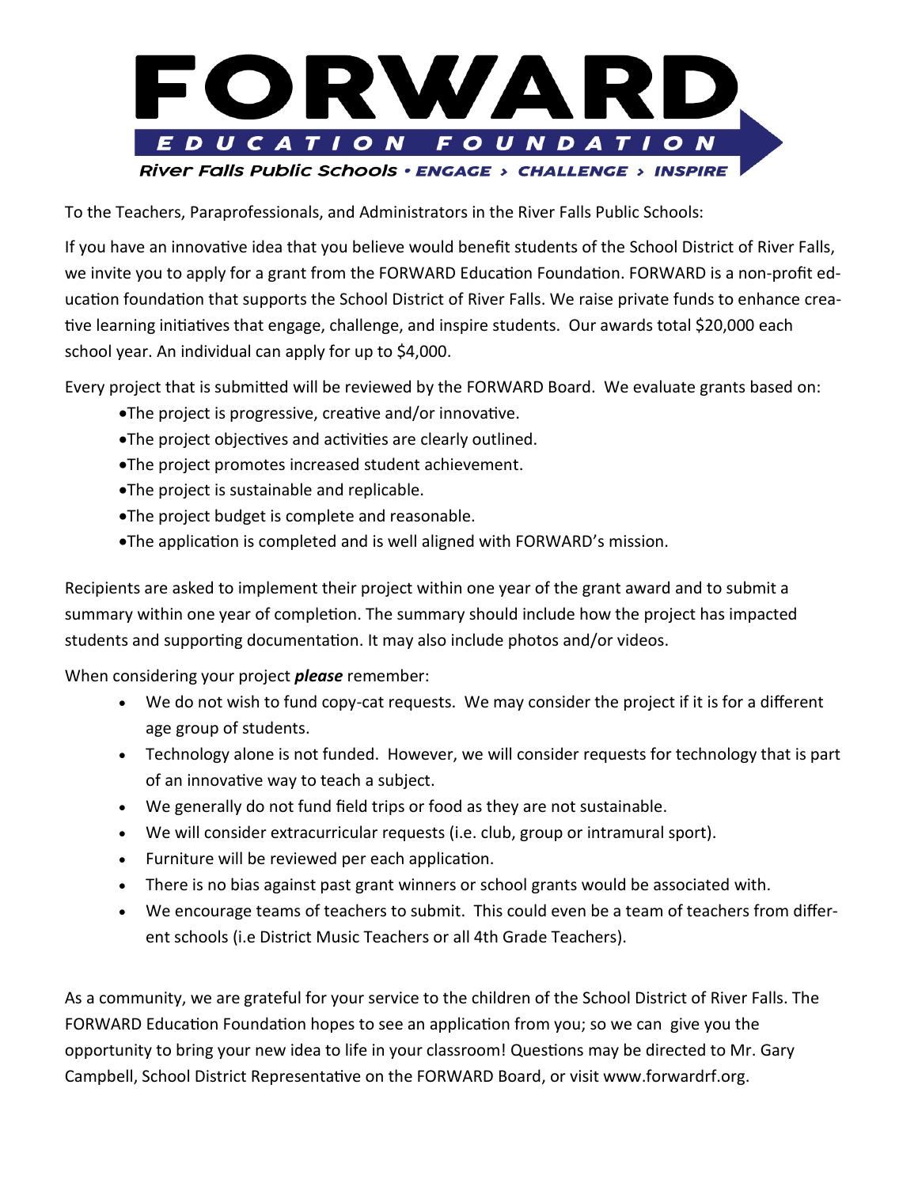# FORWARD

## EDUCATION FOUNDATION

*River Falls Public Schools • ENGAGE > CHALLENGE > INSPIRE*

To the Teachers, Paraprofessionals, and Administrators in the River Falls Public Schools:

If you have an innovative idea that you believe would benefit students of the School District of River Falls, we invite you to apply for a grant from the FORWARD Education Foundation. FORWARD is a non-profit education foundation that supports the School District of River Falls. We raise private funds to enhance creative learning initiatives that engage, challenge, and inspire students. Our awards total $20,000 each school year. An individual can apply for up to $4,000.

Every project that is submitted will be reviewed by the FORWARD Board. We evaluate grants based on:

- The project is progressive, creative and/or innovative.
- The project objectives and activities are clearly outlined.
- The project promotes increased student achievement.
- The project is sustainable and replicable.
- The project budget is complete and reasonable.
- The application is completed and is well aligned with FORWARD's mission.

Recipients are asked to implement their project within one year of the grant award and to submit a summary within one year of completion. The summary should include how the project has impacted students and supporting documentation. It may also include photos and/or videos.

When considering your project ***please*** remember:

- We do not wish to fund copy-cat requests. We may consider the project if it is for a different age group of students.
- Technology alone is not funded. However, we will consider requests for technology that is part of an innovative way to teach a subject.
- We generally do not fund field trips or food as they are not sustainable.
- We will consider extracurricular requests (i.e. club, group or intramural sport).
- Furniture will be reviewed per each application.
- There is no bias against past grant winners or school grants would be associated with.
- We encourage teams of teachers to submit. This could even be a team of teachers from different schools (i.e District Music Teachers or all 4th Grade Teachers).

As a community, we are grateful for your service to the children of the School District of River Falls. The FORWARD Education Foundation hopes to see an application from you; so we can give you the opportunity to bring your new idea to life in your classroom! Questions may be directed to Mr. Gary Campbell, School District Representative on the FORWARD Board, or visit www.forwardrf.org.